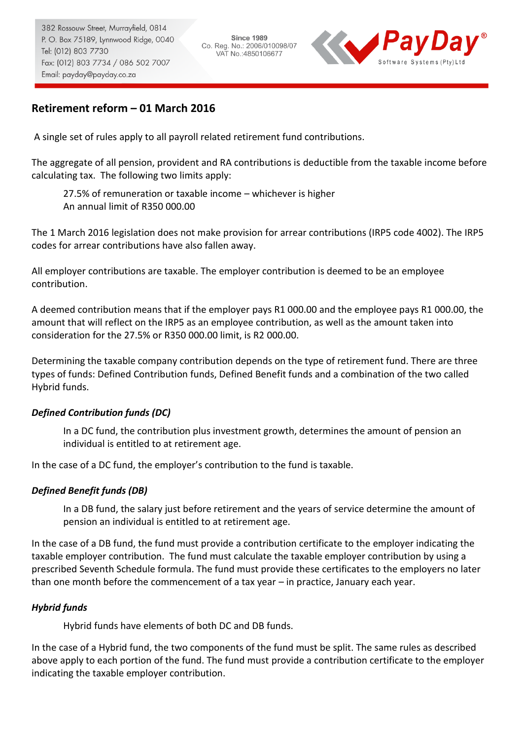382 Rossouw Street, Murrayfield, 0814
P. O. Box 75189, Lynnwood Ridge, 0040
Tel: (012) 803 7730
Fax: (012) 803 7734 / 086 502 7007
Email: payday@payday.co.za

Since 1989
Co. Reg. No.: 2006/010098/07
VAT No.:4850106677

PayDay®
Software Systems (Pty) Ltd

## Retirement reform – 01 March 2016

A single set of rules apply to all payroll related retirement fund contributions.

The aggregate of all pension, provident and RA contributions is deductible from the taxable income before calculating tax. The following two limits apply:

> 27.5% of remuneration or taxable income – whichever is higher
> An annual limit of R350 000.00

The 1 March 2016 legislation does not make provision for arrear contributions (IRP5 code 4002). The IRP5 codes for arrear contributions have also fallen away.

All employer contributions are taxable. The employer contribution is deemed to be an employee contribution.

A deemed contribution means that if the employer pays R1 000.00 and the employee pays R1 000.00, the amount that will reflect on the IRP5 as an employee contribution, as well as the amount taken into consideration for the 27.5% or R350 000.00 limit, is R2 000.00.

Determining the taxable company contribution depends on the type of retirement fund. There are three types of funds: Defined Contribution funds, Defined Benefit funds and a combination of the two called Hybrid funds.

### *Defined Contribution funds (DC)*

> In a DC fund, the contribution plus investment growth, determines the amount of pension an individual is entitled to at retirement age.

In the case of a DC fund, the employer's contribution to the fund is taxable.

### *Defined Benefit funds (DB)*

> In a DB fund, the salary just before retirement and the years of service determine the amount of pension an individual is entitled to at retirement age.

In the case of a DB fund, the fund must provide a contribution certificate to the employer indicating the taxable employer contribution. The fund must calculate the taxable employer contribution by using a prescribed Seventh Schedule formula. The fund must provide these certificates to the employers no later than one month before the commencement of a tax year – in practice, January each year.

### *Hybrid funds*

> Hybrid funds have elements of both DC and DB funds.

In the case of a Hybrid fund, the two components of the fund must be split. The same rules as described above apply to each portion of the fund. The fund must provide a contribution certificate to the employer indicating the taxable employer contribution.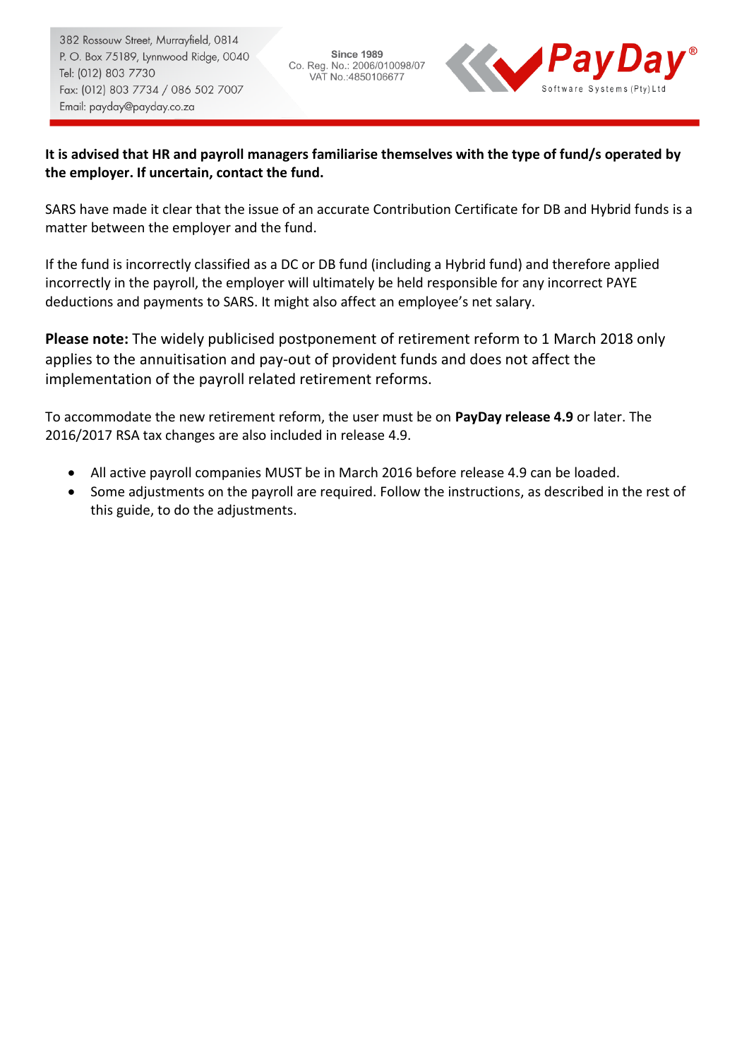**It is advised that HR and payroll managers familiarise themselves with the type of fund/s operated by the employer. If uncertain, contact the fund.**

SARS have made it clear that the issue of an accurate Contribution Certificate for DB and Hybrid funds is a matter between the employer and the fund.

If the fund is incorrectly classified as a DC or DB fund (including a Hybrid fund) and therefore applied incorrectly in the payroll, the employer will ultimately be held responsible for any incorrect PAYE deductions and payments to SARS. It might also affect an employee's net salary.

**Please note:** The widely publicised postponement of retirement reform to 1 March 2018 only applies to the annuitisation and pay-out of provident funds and does not affect the implementation of the payroll related retirement reforms.

To accommodate the new retirement reform, the user must be on **PayDay release 4.9** or later. The 2016/2017 RSA tax changes are also included in release 4.9.

- All active payroll companies MUST be in March 2016 before release 4.9 can be loaded.
- Some adjustments on the payroll are required. Follow the instructions, as described in the rest of this guide, to do the adjustments.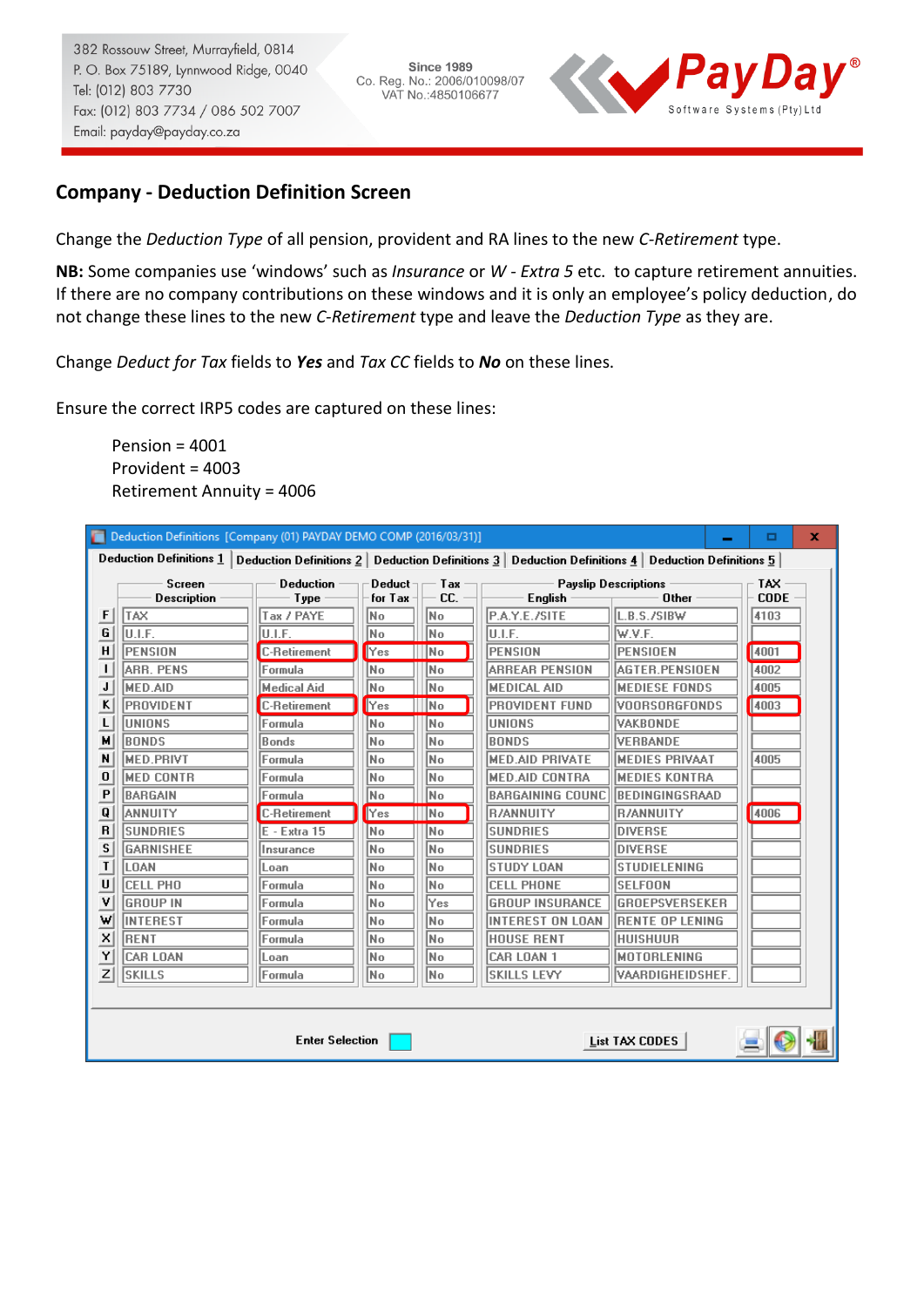## Company - Deduction Definition Screen

Change the *Deduction Type* of all pension, provident and RA lines to the new *C-Retirement* type.

**NB:** Some companies use 'windows' such as *Insurance* or *W - Extra 5* etc. to capture retirement annuities. If there are no company contributions on these windows and it is only an employee's policy deduction, do not change these lines to the new *C-Retirement* type and leave the *Deduction Type* as they are.

Change *Deduct for Tax* fields to ***Yes*** and *Tax CC* fields to ***No*** on these lines.

Ensure the correct IRP5 codes are captured on these lines:

Pension = 4001
Provident = 4003
Retirement Annuity = 4006

Deduction Definitions [Company (01) PAYDAY DEMO COMP (2016/03/31)]

Deduction Definitions 1 | Deduction Definitions 2 | Deduction Definitions 3 | Deduction Definitions 4 | Deduction Definitions 5

| | Screen Description | Deduction Type | Deduct for Tax | Tax CC. | Payslip Descriptions English | Payslip Descriptions Other | TAX CODE |
|---|---|---|---|---|---|---|---|
| F | TAX | Tax / PAYE | No | No | P.A.Y.E./SITE | L.B.S./SIBW | 4103 |
| G | U.I.F. | U.I.F. | No | No | U.I.F. | W.V.F. | |
| H | PENSION | C-Retirement | Yes | No | PENSION | PENSIOEN | 4001 |
| I | ARR. PENS | Formula | No | No | ARREAR PENSION | AGTER.PENSIOEN | 4002 |
| J | MED.AID | Medical Aid | No | No | MEDICAL AID | MEDIESE FONDS | 4005 |
| K | PROVIDENT | C-Retirement | Yes | No | PROVIDENT FUND | VOORSORGFONDS | 4003 |
| L | UNIONS | Formula | No | No | UNIONS | VAKBONDE | |
| M | BONDS | Bonds | No | No | BONDS | VERBANDE | |
| N | MED.PRIVT | Formula | No | No | MED.AID PRIVATE | MEDIES PRIVAAT | 4005 |
| O | MED CONTR | Formula | No | No | MED.AID CONTRA | MEDIES KONTRA | |
| P | BARGAIN | Formula | No | No | BARGAINING COUNC | BEDINGINGSRAAD | |
| Q | ANNUITY | C-Retirement | Yes | No | R/ANNUITY | R/ANNUITY | 4006 |
| R | SUNDRIES | E - Extra 15 | No | No | SUNDRIES | DIVERSE | |
| S | GARNISHEE | Insurance | No | No | SUNDRIES | DIVERSE | |
| T | LOAN | Loan | No | No | STUDY LOAN | STUDIELENING | |
| U | CELL PHO | Formula | No | No | CELL PHONE | SELFOON | |
| V | GROUP IN | Formula | No | Yes | GROUP INSURANCE | GROEPSVERSEKER | |
| W | INTEREST | Formula | No | No | INTEREST ON LOAN | RENTE OP LENING | |
| X | RENT | Formula | No | No | HOUSE RENT | HUISHUUR | |
| Y | CAR LOAN | Loan | No | No | CAR LOAN 1 | MOTORLENING | |
| Z | SKILLS | Formula | No | No | SKILLS LEVY | VAARDIGHEIDSHEF. | |

Enter Selection　　List TAX CODES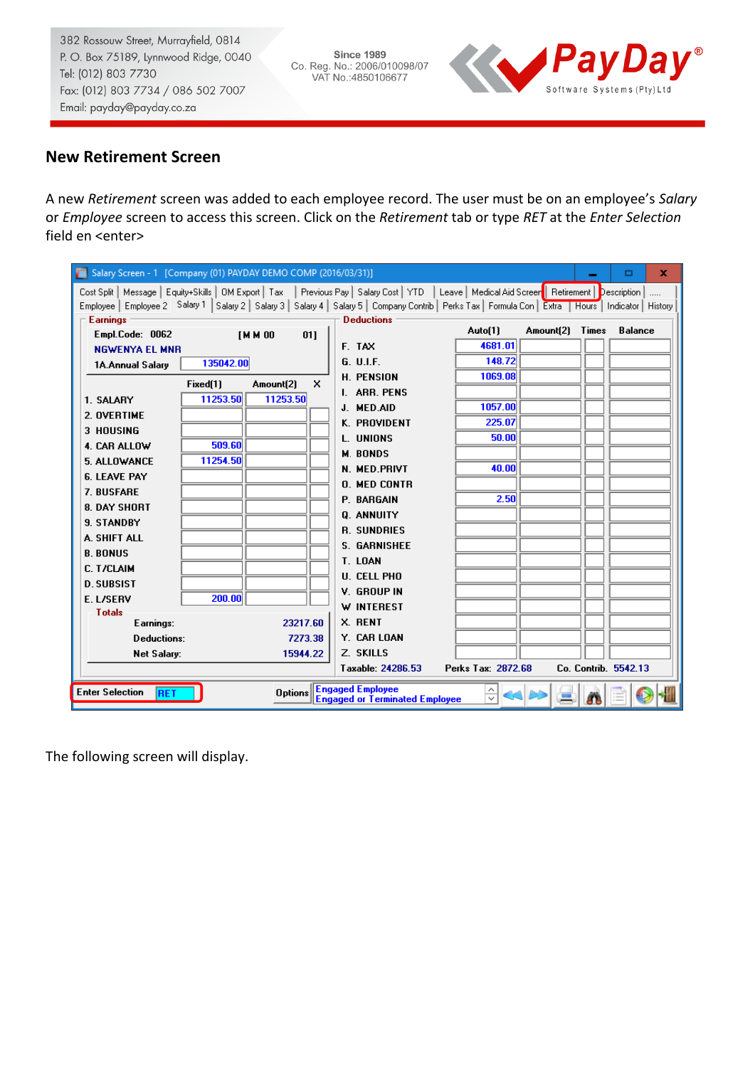## New Retirement Screen

A new *Retirement* screen was added to each employee record. The user must be on an employee's *Salary* or *Employee* screen to access this screen. Click on the *Retirement* tab or type *RET* at the *Enter Selection* field en <enter>

The following screen will display.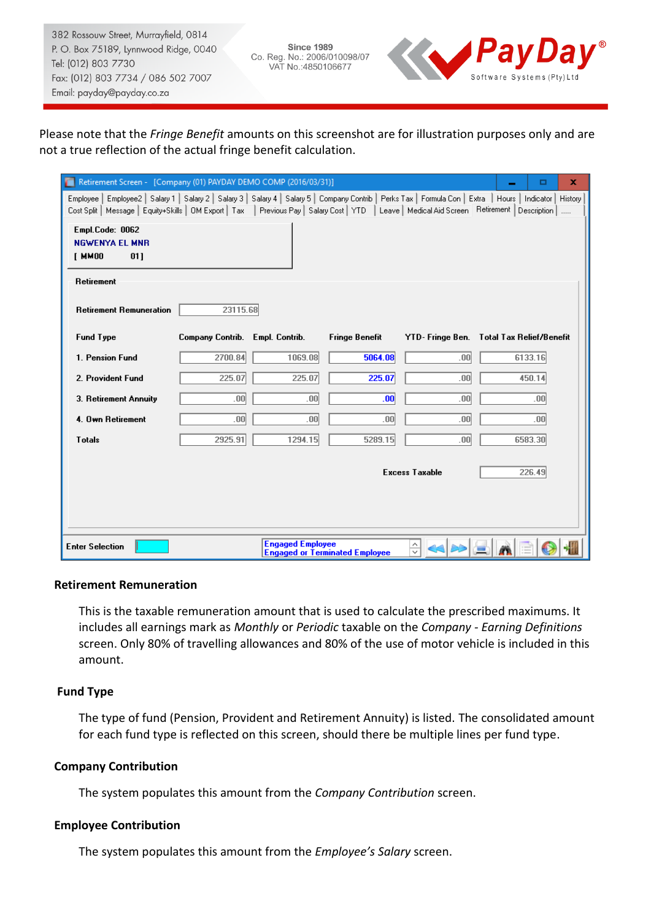Please note that the *Fringe Benefit* amounts on this screenshot are for illustration purposes only and are not a true reflection of the actual fringe benefit calculation.

Retirement Screen - [Company (01) PAYDAY DEMO COMP (2016/03/31)]

Empl.Code: 0062
NGWENYA EL MNR
[ MM00 01]

Retirement

Retirement Remuneration: 23115.68

| Fund Type | Company Contrib. | Empl. Contrib. | Fringe Benefit | YTD- Fringe Ben. | Total Tax Relief/Benefit |
|---|---|---|---|---|---|
| 1. Pension Fund | 2700.84 | 1069.08 | 5064.08 | .00 | 6133.16 |
| 2. Provident Fund | 225.07 | 225.07 | 225.07 | .00 | 450.14 |
| 3. Retirement Annuity | .00 | .00 | .00 | .00 | .00 |
| 4. Own Retirement | .00 | .00 | .00 | .00 | .00 |
| Totals | 2925.91 | 1294.15 | 5289.15 | .00 | 6583.30 |

Excess Taxable: 226.49

Enter Selection

Engaged Employee
Engaged or Terminated Employee

### Retirement Remuneration

This is the taxable remuneration amount that is used to calculate the prescribed maximums. It includes all earnings mark as *Monthly* or *Periodic* taxable on the *Company - Earning Definitions* screen. Only 80% of travelling allowances and 80% of the use of motor vehicle is included in this amount.

### Fund Type

The type of fund (Pension, Provident and Retirement Annuity) is listed. The consolidated amount for each fund type is reflected on this screen, should there be multiple lines per fund type.

### Company Contribution

The system populates this amount from the *Company Contribution* screen.

### Employee Contribution

The system populates this amount from the *Employee's Salary* screen.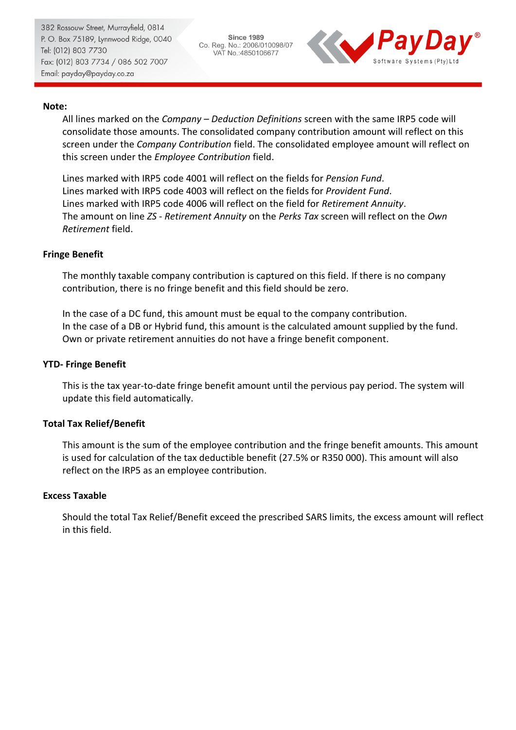**Note:**

All lines marked on the *Company – Deduction Definitions* screen with the same IRP5 code will consolidate those amounts. The consolidated company contribution amount will reflect on this screen under the *Company Contribution* field. The consolidated employee amount will reflect on this screen under the *Employee Contribution* field.

Lines marked with IRP5 code 4001 will reflect on the fields for *Pension Fund*.
Lines marked with IRP5 code 4003 will reflect on the fields for *Provident Fund*.
Lines marked with IRP5 code 4006 will reflect on the field for *Retirement Annuity*.
The amount on line *ZS - Retirement Annuity* on the *Perks Tax* screen will reflect on the *Own Retirement* field.

**Fringe Benefit**

The monthly taxable company contribution is captured on this field. If there is no company contribution, there is no fringe benefit and this field should be zero.

In the case of a DC fund, this amount must be equal to the company contribution.
In the case of a DB or Hybrid fund, this amount is the calculated amount supplied by the fund.
Own or private retirement annuities do not have a fringe benefit component.

**YTD- Fringe Benefit**

This is the tax year-to-date fringe benefit amount until the pervious pay period. The system will update this field automatically.

**Total Tax Relief/Benefit**

This amount is the sum of the employee contribution and the fringe benefit amounts. This amount is used for calculation of the tax deductible benefit (27.5% or R350 000). This amount will also reflect on the IRP5 as an employee contribution.

**Excess Taxable**

Should the total Tax Relief/Benefit exceed the prescribed SARS limits, the excess amount will reflect in this field.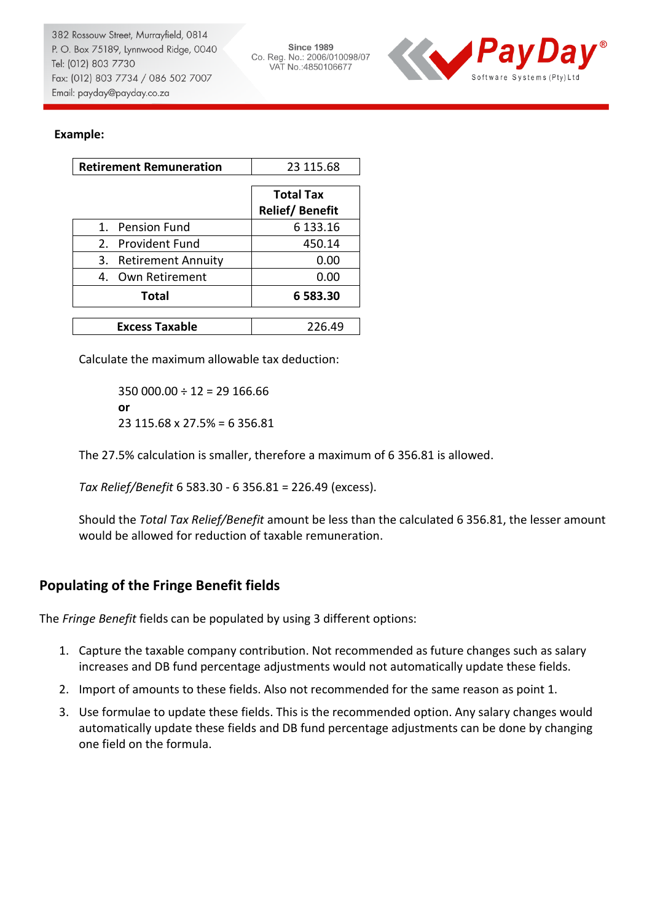**Example:**

| Retirement Remuneration | 23 115.68 |
|---|---|
| | **Total Tax Relief/ Benefit** |
| 1. Pension Fund | 6 133.16 |
| 2. Provident Fund | 450.14 |
| 3. Retirement Annuity | 0.00 |
| 4. Own Retirement | 0.00 |
| **Total** | **6 583.30** |
| **Excess Taxable** | 226.49 |

Calculate the maximum allowable tax deduction:

> 350 000.00 ÷ 12 = 29 166.66
> **or**
> 23 115.68 x 27.5% = 6 356.81

The 27.5% calculation is smaller, therefore a maximum of 6 356.81 is allowed.

*Tax Relief/Benefit* 6 583.30 - 6 356.81 = 226.49 (excess).

Should the *Total Tax Relief/Benefit* amount be less than the calculated 6 356.81, the lesser amount would be allowed for reduction of taxable remuneration.

## Populating of the Fringe Benefit fields

The *Fringe Benefit* fields can be populated by using 3 different options:

1. Capture the taxable company contribution. Not recommended as future changes such as salary increases and DB fund percentage adjustments would not automatically update these fields.
2. Import of amounts to these fields. Also not recommended for the same reason as point 1.
3. Use formulae to update these fields. This is the recommended option. Any salary changes would automatically update these fields and DB fund percentage adjustments can be done by changing one field on the formula.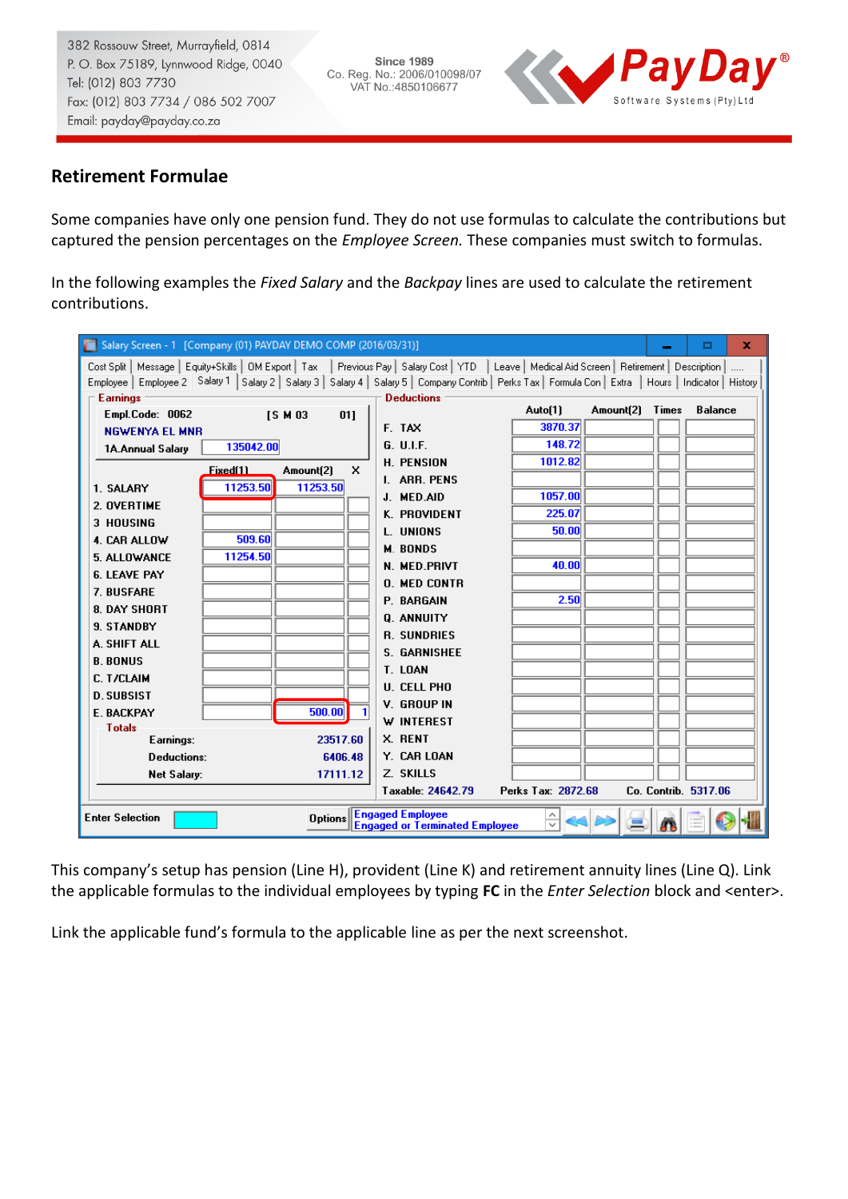## Retirement Formulae

Some companies have only one pension fund. They do not use formulas to calculate the contributions but captured the pension percentages on the *Employee Screen.* These companies must switch to formulas.

In the following examples the *Fixed Salary* and the *Backpay* lines are used to calculate the retirement contributions.

This company's setup has pension (Line H), provident (Line K) and retirement annuity lines (Line Q). Link the applicable formulas to the individual employees by typing **FC** in the *Enter Selection* block and <enter>.

Link the applicable fund's formula to the applicable line as per the next screenshot.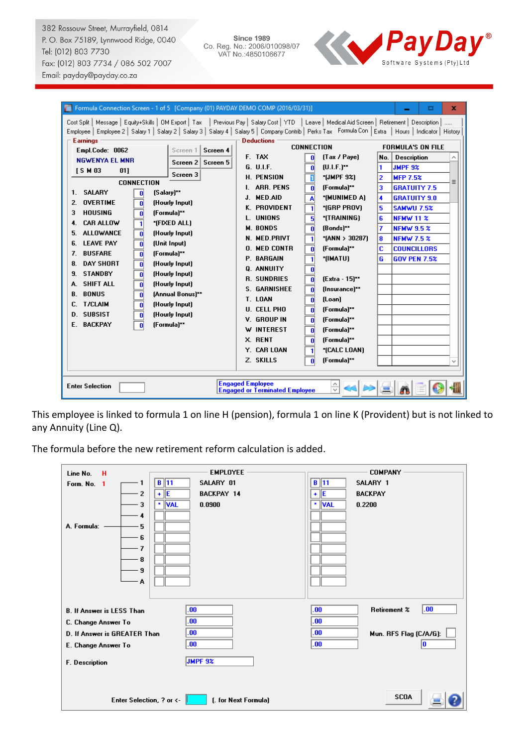382 Rossouw Street, Murrayfield, 0814
P. O. Box 75189, Lynnwood Ridge, 0040
Tel: (012) 803 7730
Fax: (012) 803 7734 / 086 502 7007
Email: payday@payday.co.za

Since 1989
Co. Reg. No.: 2006/010098/07
VAT No.:4850106677

PayDay® Software Systems (Pty) Ltd

Formula Connection Screen - 1 of 5 [Company (01) PAYDAY DEMO COMP (2016/03/31)]

Cost Split | Message | Equity+Skills | OM Export | Tax | Previous Pay | Salary Cost | YTD | Leave | Medical Aid Screen | Retirement | Description | .....
Employee | Employee 2 | Salary 1 | Salary 2 | Salary 3 | Salary 4 | Salary 5 | Company Contrib | Perks Tax | Formula Con | Extra | Hours | Indicator | History

**Earnings**

Empl.Code: 0062
NGWENYA EL MNR
[ S M 03 01]

Screen 1 | Screen 4 | Screen 2 | Screen 5 | Screen 3

CONNECTION

| | | | |
|---|---|---|---|
| 1. | SALARY | 0 | [Salary]** |
| 2. | OVERTIME | 0 | [Hourly Input] |
| 3 | HOUSING | 0 | [Formula]** |
| 4. | CAR ALLOW | 1 | *[FIXED ALL] |
| 5. | ALLOWANCE | 0 | [Hourly Input] |
| 6. | LEAVE PAY | 0 | [Unit Input] |
| 7. | BUSFARE | 0 | [Formula]** |
| 8. | DAY SHORT | 0 | [Hourly Input] |
| 9. | STANDBY | 0 | [Hourly Input] |
| A. | SHIFT ALL | 0 | [Hourly Input] |
| B. | BONUS | 0 | [Annual Bonus]** |
| C. | T/CLAIM | 0 | [Hourly Input] |
| D. | SUBSIST | 0 | [Hourly Input] |
| E. | BACKPAY | 0 | [Formula]** |

**Deductions**

CONNECTION

| | | | |
|---|---|---|---|
| F. | TAX | 0 | [Tax / Paye] |
| G. | U.I.F. | 0 | [U.I.F.]** |
| H. | PENSION | 1 | *[JMPF 9%] |
| I. | ARR. PENS | 0 | [Formula]** |
| J. | MED.AID | A | *[MUNIMED A] |
| K. | PROVIDENT | 1 | *[GRP PROV] |
| L. | UNIONS | 5 | *[TRAINING] |
| M. | BONDS | 0 | [Bonds]** |
| N. | MED.PRIVT | 1 | *[ANN > 30287] |
| O. | MED CONTR | 0 | [Formula]** |
| P. | BARGAIN | 1 | *[IMATU] |
| Q. | ANNUITY | 0 | |
| R. | SUNDRIES | 0 | [Extra - 15]** |
| S. | GARNISHEE | 0 | [Insurance]** |
| T. | LOAN | 0 | [Loan] |
| U. | CELL PHO | 0 | [Formula]** |
| V. | GROUP IN | 0 | [Formula]** |
| W | INTEREST | 0 | [Formula]** |
| X. | RENT | 0 | [Formula]** |
| Y. | CAR LOAN | 1 | *[CALC LOAN] |
| Z. | SKILLS | 0 | [Formula]** |

FORMULA'S ON FILE

| No. | Description |
|---|---|
| 1 | JMPF 9% |
| 2 | MFP 7.5% |
| 3 | GRATUITY 7.5 |
| 4 | GRATUITY 9.0 |
| 5 | SAMWU 7.5% |
| 6 | NFMW 11 % |
| 7 | NFMW 9.5 % |
| 8 | NFMW 7.5 % |
| C | COUNCILLORS |
| G | GOV PEN 7.5% |

Enter Selection
Engaged Employee
Engaged or Terminated Employee

This employee is linked to formula 1 on line H (pension), formula 1 on line K (Provident) but is not linked to any Annuity (Line Q).

The formula before the new retirement reform calculation is added.

Line No. H
Form. No. 1

A. Formula:

| | EMPLOYEE | | | COMPANY | | |
|---|---|---|---|---|---|---|
| 1 | B | 11 | SALARY 01 | B | 11 | SALARY 1 |
| 2 | + | E | BACKPAY 14 | + | E | BACKPAY |
| 3 | * | VAL | 0.0900 | * | VAL | 0.2200 |
| 4 | | | | | | |
| 5 | | | | | | |
| 6 | | | | | | |
| 7 | | | | | | |
| 8 | | | | | | |
| 9 | | | | | | |
| A | | | | | | |

| | Employee | Company | | |
|---|---|---|---|---|
| B. If Answer is LESS Than | .00 | .00 | Retirement % | .00 |
| C. Change Answer To | .00 | .00 | | |
| D. If Answer is GREATER Than | .00 | .00 | Mun. RFS Flag (C/A/G): | |
| E. Change Answer To | .00 | .00 | | 0 |

F. Description: JMPF 9%

Enter Selection, ? or <- [ for Next Formula]   SCOA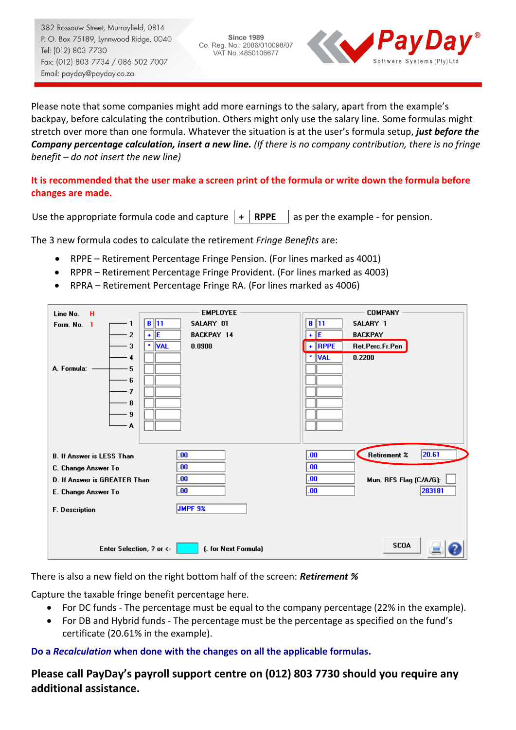Please note that some companies might add more earnings to the salary, apart from the example's backpay, before calculating the contribution. Others might only use the salary line. Some formulas might stretch over more than one formula. Whatever the situation is at the user's formula setup, ***just before the Company percentage calculation, insert a new line.*** *(If there is no company contribution, there is no fringe benefit – do not insert the new line)*

**It is recommended that the user make a screen print of the formula or write down the formula before changes are made.**

Use the appropriate formula code and capture | + | RPPE | as per the example - for pension.

The 3 new formula codes to calculate the retirement *Fringe Benefits* are:

- RPPE – Retirement Percentage Fringe Pension. (For lines marked as 4001)
- RPPR – Retirement Percentage Fringe Provident. (For lines marked as 4003)
- RPRA – Retirement Percentage Fringe RA. (For lines marked as 4006)

Line No. H
Form. No. 1

A. Formula:

| Line | EMPLOYEE | | | COMPANY | | |
|---|---|---|---|---|---|---|
| 1 | B | 11 | SALARY 01 | B | 11 | SALARY 1 |
| 2 | + | E | BACKPAY 14 | + | E | BACKPAY |
| 3 | * | VAL | 0.0900 | + | RPPE | Ret.Perc.Fr.Pen |
| 4 | | | | * | VAL | 0.2200 |
| 5 | | | | | | |
| 6 | | | | | | |
| 7 | | | | | | |
| 8 | | | | | | |
| 9 | | | | | | |
| A | | | | | | |

| | EMPLOYEE | COMPANY | | |
|---|---|---|---|---|
| B. If Answer is LESS Than | .00 | .00 | Retirement % | 20.61 |
| C. Change Answer To | .00 | .00 | | |
| D. If Answer is GREATER Than | .00 | .00 | Mun. RFS Flag (C/A/G): | |
| E. Change Answer To | .00 | .00 | | 283181 |
| F. Description | JMPF 9% | | | |

Enter Selection, ? or <- ( for Next Formula)

SCOA

There is also a new field on the right bottom half of the screen: ***Retirement %***

Capture the taxable fringe benefit percentage here.

- For DC funds - The percentage must be equal to the company percentage (22% in the example).
- For DB and Hybrid funds - The percentage must be the percentage as specified on the fund's certificate (20.61% in the example).

**Do a *Recalculation* when done with the changes on all the applicable formulas.**

**Please call PayDay's payroll support centre on (012) 803 7730 should you require any additional assistance.**